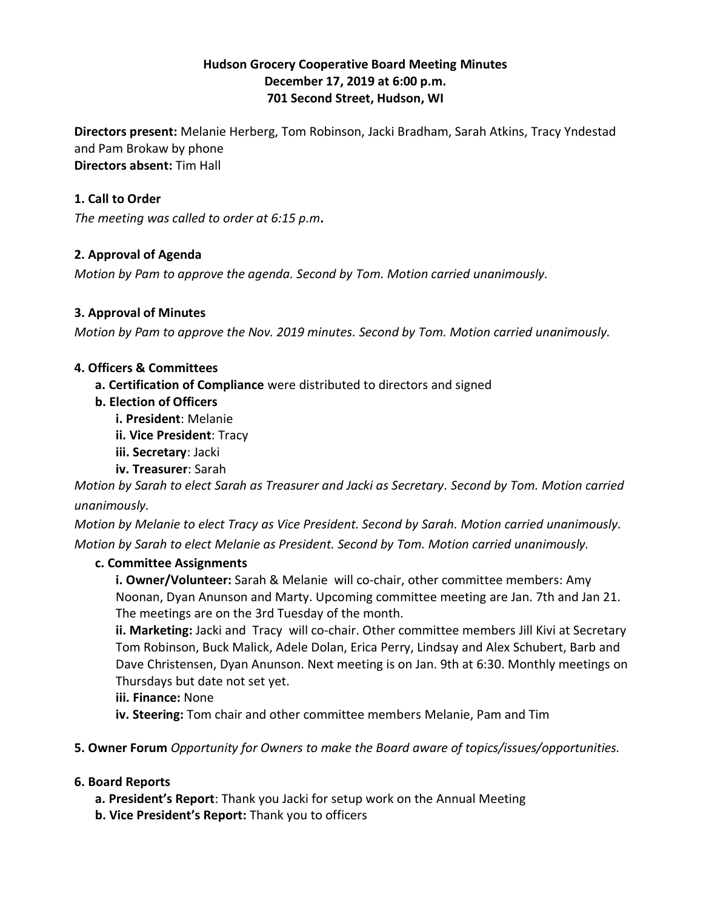**Hudson Grocery Cooperative Board Meeting Minutes**
**December 17, 2019 at 6:00 p.m.**
**701 Second Street, Hudson, WI**

**Directors present:** Melanie Herberg, Tom Robinson, Jacki Bradham, Sarah Atkins, Tracy Yndestad and Pam Brokaw by phone
**Directors absent:** Tim Hall

**1. Call to Order**

*The meeting was called to order at 6:15 p.m.*

**2. Approval of Agenda**

*Motion by Pam to approve the agenda. Second by Tom. Motion carried unanimously.*

**3. Approval of Minutes**

*Motion by Pam to approve the Nov. 2019 minutes. Second by Tom. Motion carried unanimously.*

**4. Officers & Committees**

- **a. Certification of Compliance** were distributed to directors and signed
- **b. Election of Officers**
  - **i. President**: Melanie
  - **ii. Vice President**: Tracy
  - **iii. Secretary**: Jacki
  - **iv. Treasurer**: Sarah

*Motion by Sarah to elect Sarah as Treasurer and Jacki as Secretary. Second by Tom. Motion carried unanimously.*
*Motion by Melanie to elect Tracy as Vice President. Second by Sarah. Motion carried unanimously.*
*Motion by Sarah to elect Melanie as President. Second by Tom. Motion carried unanimously.*

- **c. Committee Assignments**
  - **i. Owner/Volunteer:** Sarah & Melanie will co-chair, other committee members: Amy Noonan, Dyan Anunson and Marty. Upcoming committee meeting are Jan. 7th and Jan 21. The meetings are on the 3rd Tuesday of the month.
  - **ii. Marketing:** Jacki and Tracy will co-chair. Other committee members Jill Kivi at Secretary Tom Robinson, Buck Malick, Adele Dolan, Erica Perry, Lindsay and Alex Schubert, Barb and Dave Christensen, Dyan Anunson. Next meeting is on Jan. 9th at 6:30. Monthly meetings on Thursdays but date not set yet.
  - **iii. Finance:** None
  - **iv. Steering:** Tom chair and other committee members Melanie, Pam and Tim

**5. Owner Forum** *Opportunity for Owners to make the Board aware of topics/issues/opportunities.*

**6. Board Reports**

- **a. President's Report**: Thank you Jacki for setup work on the Annual Meeting
- **b. Vice President's Report:** Thank you to officers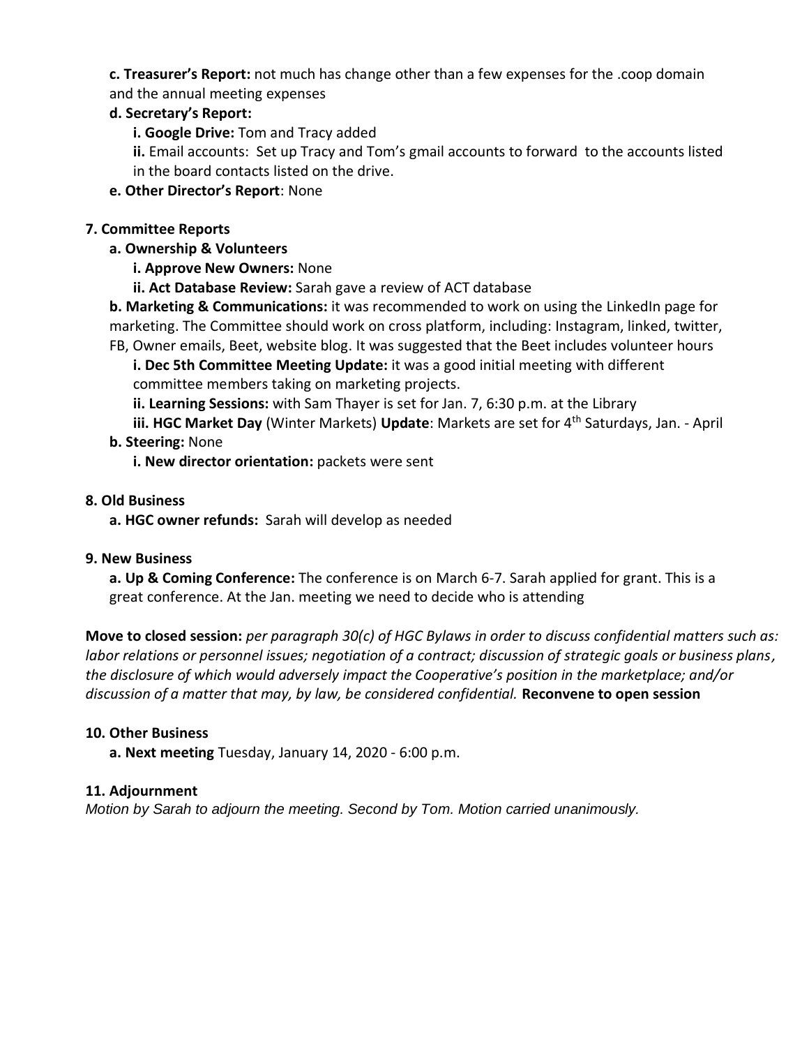**c. Treasurer's Report:** not much has change other than a few expenses for the .coop domain and the annual meeting expenses

**d. Secretary's Report:**

**i. Google Drive:** Tom and Tracy added

**ii.** Email accounts: Set up Tracy and Tom's gmail accounts to forward to the accounts listed in the board contacts listed on the drive.

**e. Other Director's Report**: None

**7. Committee Reports**

**a. Ownership & Volunteers**

**i. Approve New Owners:** None

**ii. Act Database Review:** Sarah gave a review of ACT database

**b. Marketing & Communications:** it was recommended to work on using the LinkedIn page for marketing. The Committee should work on cross platform, including: Instagram, linked, twitter, FB, Owner emails, Beet, website blog. It was suggested that the Beet includes volunteer hours

**i. Dec 5th Committee Meeting Update:** it was a good initial meeting with different committee members taking on marketing projects.

**ii. Learning Sessions:** with Sam Thayer is set for Jan. 7, 6:30 p.m. at the Library

**iii. HGC Market Day** (Winter Markets) **Update**: Markets are set for 4th Saturdays, Jan. - April

**b. Steering:** None

**i. New director orientation:** packets were sent

**8. Old Business**

**a. HGC owner refunds:** Sarah will develop as needed

**9. New Business**

**a. Up & Coming Conference:** The conference is on March 6-7. Sarah applied for grant. This is a great conference. At the Jan. meeting we need to decide who is attending

**Move to closed session:** *per paragraph 30(c) of HGC Bylaws in order to discuss confidential matters such as: labor relations or personnel issues; negotiation of a contract; discussion of strategic goals or business plans, the disclosure of which would adversely impact the Cooperative's position in the marketplace; and/or discussion of a matter that may, by law, be considered confidential.* **Reconvene to open session**

**10. Other Business**

**a. Next meeting** Tuesday, January 14, 2020 - 6:00 p.m.

**11. Adjournment**

*Motion by Sarah to adjourn the meeting. Second by Tom. Motion carried unanimously.*